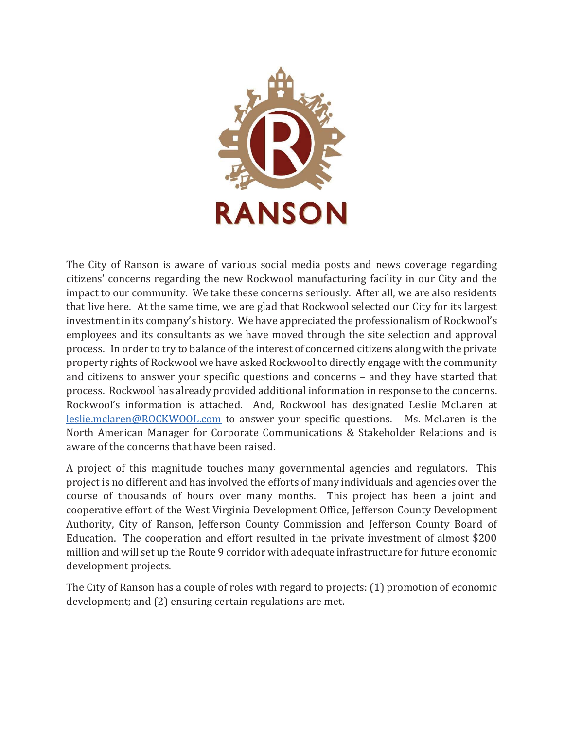# RANSON

The City of Ranson is aware of various social media posts and news coverage regarding citizens' concerns regarding the new Rockwool manufacturing facility in our City and the impact to our community. We take these concerns seriously. After all, we are also residents that live here. At the same time, we are glad that Rockwool selected our City for its largest investment in its company's history. We have appreciated the professionalism of Rockwool's employees and its consultants as we have moved through the site selection and approval process. In order to try to balance of the interest of concerned citizens along with the private property rights of Rockwool we have asked Rockwool to directly engage with the community and citizens to answer your specific questions and concerns – and they have started that process. Rockwool has already provided additional information in response to the concerns. Rockwool's information is attached. And, Rockwool has designated Leslie McLaren at leslie.mclaren@ROCKWOOL.com to answer your specific questions. Ms. McLaren is the North American Manager for Corporate Communications & Stakeholder Relations and is aware of the concerns that have been raised.

A project of this magnitude touches many governmental agencies and regulators. This project is no different and has involved the efforts of many individuals and agencies over the course of thousands of hours over many months. This project has been a joint and cooperative effort of the West Virginia Development Office, Jefferson County Development Authority, City of Ranson, Jefferson County Commission and Jefferson County Board of Education. The cooperation and effort resulted in the private investment of almost $200 million and will set up the Route 9 corridor with adequate infrastructure for future economic development projects.

The City of Ranson has a couple of roles with regard to projects: (1) promotion of economic development; and (2) ensuring certain regulations are met.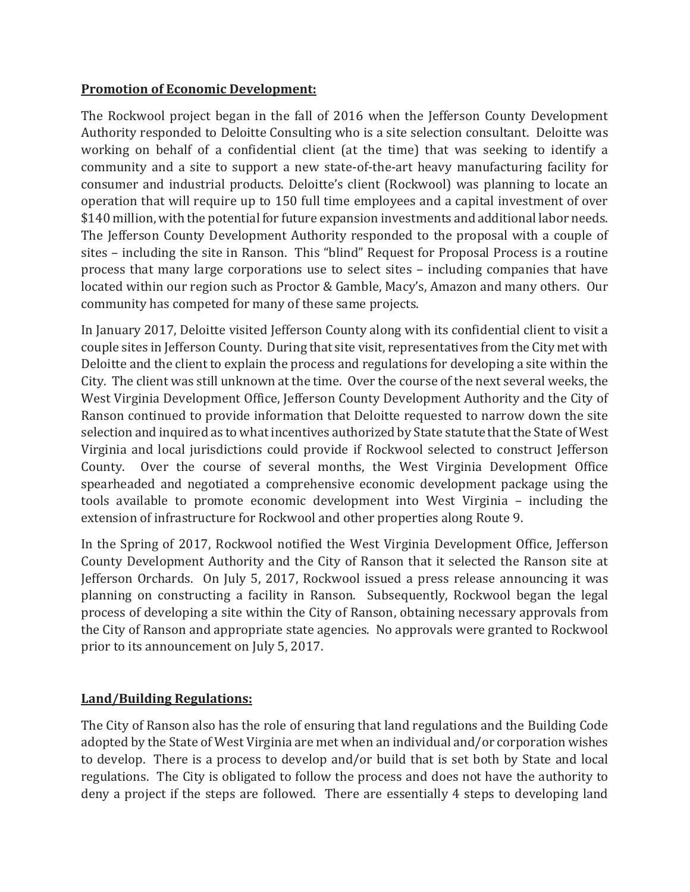**Promotion of Economic Development:**

The Rockwool project began in the fall of 2016 when the Jefferson County Development Authority responded to Deloitte Consulting who is a site selection consultant. Deloitte was working on behalf of a confidential client (at the time) that was seeking to identify a community and a site to support a new state-of-the-art heavy manufacturing facility for consumer and industrial products. Deloitte's client (Rockwool) was planning to locate an operation that will require up to 150 full time employees and a capital investment of over $140 million, with the potential for future expansion investments and additional labor needs. The Jefferson County Development Authority responded to the proposal with a couple of sites – including the site in Ranson. This "blind" Request for Proposal Process is a routine process that many large corporations use to select sites – including companies that have located within our region such as Proctor & Gamble, Macy's, Amazon and many others. Our community has competed for many of these same projects.

In January 2017, Deloitte visited Jefferson County along with its confidential client to visit a couple sites in Jefferson County. During that site visit, representatives from the City met with Deloitte and the client to explain the process and regulations for developing a site within the City. The client was still unknown at the time. Over the course of the next several weeks, the West Virginia Development Office, Jefferson County Development Authority and the City of Ranson continued to provide information that Deloitte requested to narrow down the site selection and inquired as to what incentives authorized by State statute that the State of West Virginia and local jurisdictions could provide if Rockwool selected to construct Jefferson County. Over the course of several months, the West Virginia Development Office spearheaded and negotiated a comprehensive economic development package using the tools available to promote economic development into West Virginia – including the extension of infrastructure for Rockwool and other properties along Route 9.

In the Spring of 2017, Rockwool notified the West Virginia Development Office, Jefferson County Development Authority and the City of Ranson that it selected the Ranson site at Jefferson Orchards. On July 5, 2017, Rockwool issued a press release announcing it was planning on constructing a facility in Ranson. Subsequently, Rockwool began the legal process of developing a site within the City of Ranson, obtaining necessary approvals from the City of Ranson and appropriate state agencies. No approvals were granted to Rockwool prior to its announcement on July 5, 2017.

**Land/Building Regulations:**

The City of Ranson also has the role of ensuring that land regulations and the Building Code adopted by the State of West Virginia are met when an individual and/or corporation wishes to develop. There is a process to develop and/or build that is set both by State and local regulations. The City is obligated to follow the process and does not have the authority to deny a project if the steps are followed. There are essentially 4 steps to developing land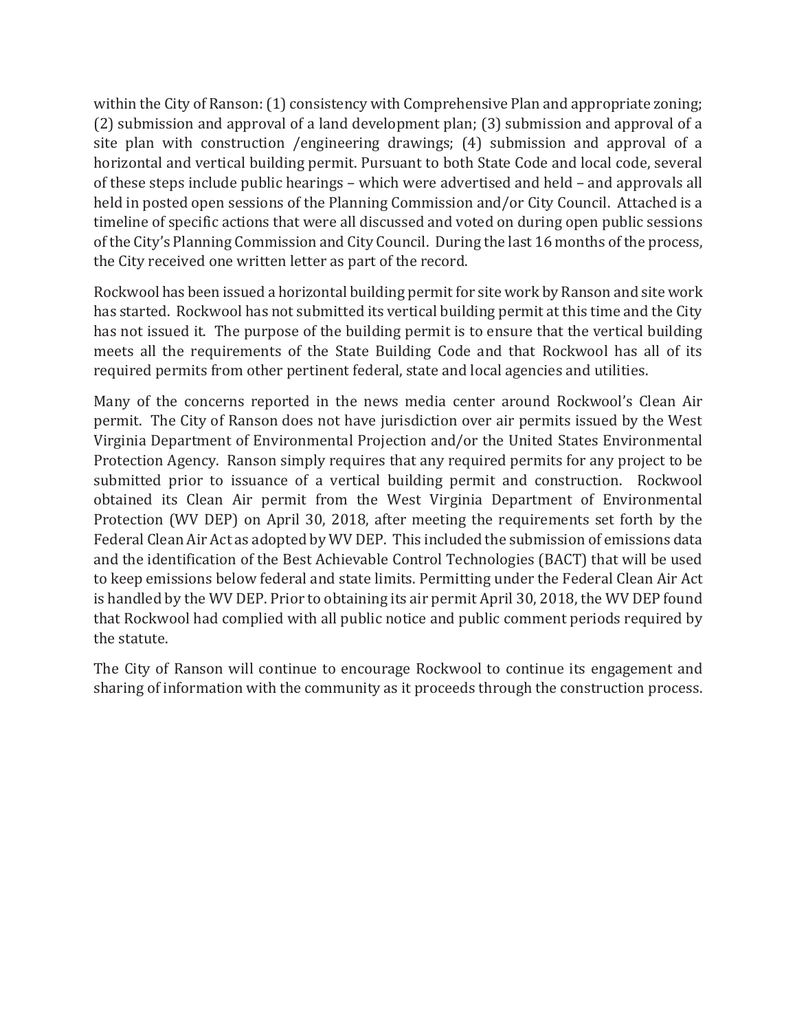within the City of Ranson: (1) consistency with Comprehensive Plan and appropriate zoning; (2) submission and approval of a land development plan; (3) submission and approval of a site plan with construction /engineering drawings; (4) submission and approval of a horizontal and vertical building permit. Pursuant to both State Code and local code, several of these steps include public hearings – which were advertised and held – and approvals all held in posted open sessions of the Planning Commission and/or City Council. Attached is a timeline of specific actions that were all discussed and voted on during open public sessions of the City's Planning Commission and City Council. During the last 16 months of the process, the City received one written letter as part of the record.

Rockwool has been issued a horizontal building permit for site work by Ranson and site work has started. Rockwool has not submitted its vertical building permit at this time and the City has not issued it. The purpose of the building permit is to ensure that the vertical building meets all the requirements of the State Building Code and that Rockwool has all of its required permits from other pertinent federal, state and local agencies and utilities.

Many of the concerns reported in the news media center around Rockwool's Clean Air permit. The City of Ranson does not have jurisdiction over air permits issued by the West Virginia Department of Environmental Projection and/or the United States Environmental Protection Agency. Ranson simply requires that any required permits for any project to be submitted prior to issuance of a vertical building permit and construction. Rockwool obtained its Clean Air permit from the West Virginia Department of Environmental Protection (WV DEP) on April 30, 2018, after meeting the requirements set forth by the Federal Clean Air Act as adopted by WV DEP. This included the submission of emissions data and the identification of the Best Achievable Control Technologies (BACT) that will be used to keep emissions below federal and state limits. Permitting under the Federal Clean Air Act is handled by the WV DEP. Prior to obtaining its air permit April 30, 2018, the WV DEP found that Rockwool had complied with all public notice and public comment periods required by the statute.

The City of Ranson will continue to encourage Rockwool to continue its engagement and sharing of information with the community as it proceeds through the construction process.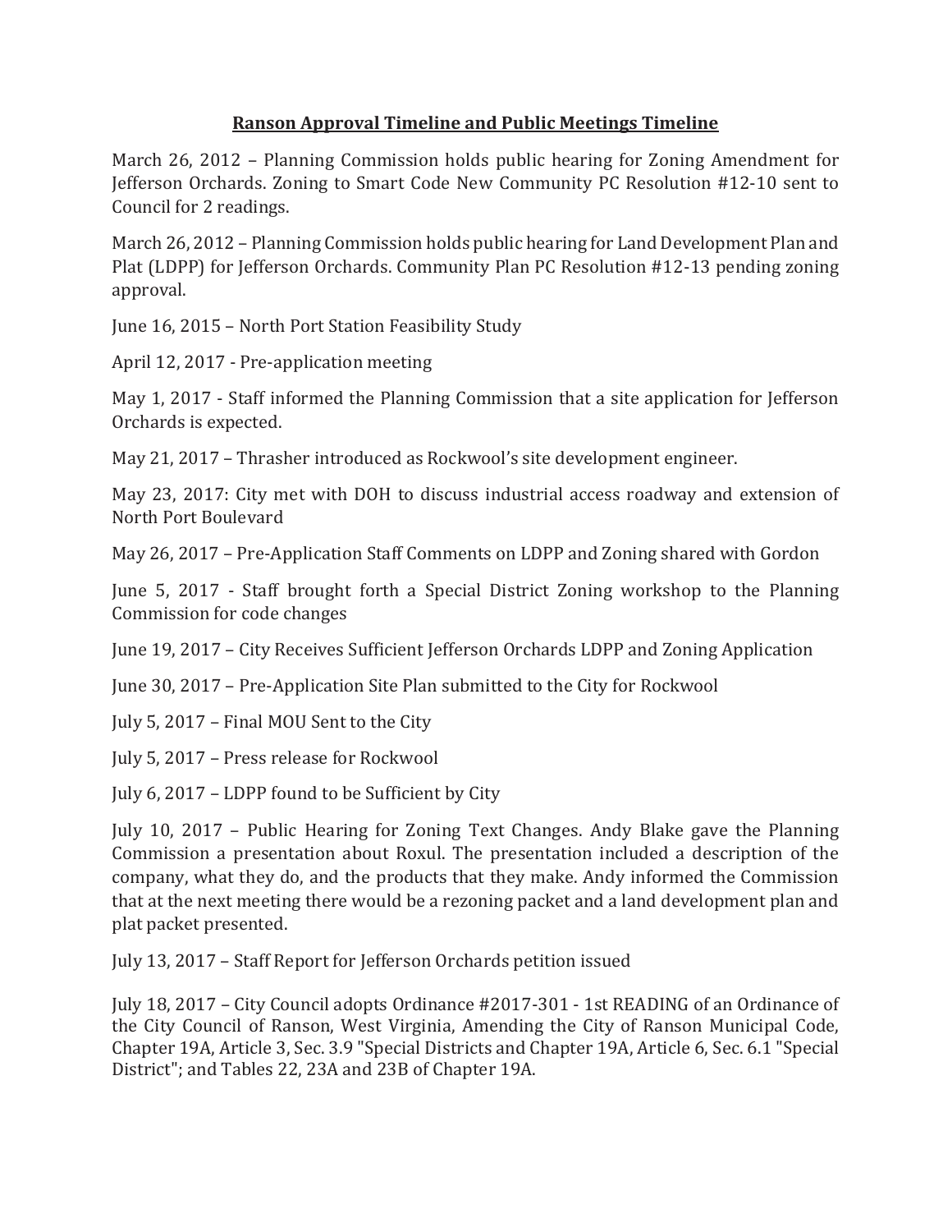# **Ranson Approval Timeline and Public Meetings Timeline**

March 26, 2012 – Planning Commission holds public hearing for Zoning Amendment for Jefferson Orchards. Zoning to Smart Code New Community PC Resolution #12-10 sent to Council for 2 readings.

March 26, 2012 – Planning Commission holds public hearing for Land Development Plan and Plat (LDPP) for Jefferson Orchards. Community Plan PC Resolution #12-13 pending zoning approval.

June 16, 2015 – North Port Station Feasibility Study

April 12, 2017 - Pre-application meeting

May 1, 2017 - Staff informed the Planning Commission that a site application for Jefferson Orchards is expected.

May 21, 2017 – Thrasher introduced as Rockwool's site development engineer.

May 23, 2017: City met with DOH to discuss industrial access roadway and extension of North Port Boulevard

May 26, 2017 – Pre-Application Staff Comments on LDPP and Zoning shared with Gordon

June 5, 2017 - Staff brought forth a Special District Zoning workshop to the Planning Commission for code changes

June 19, 2017 – City Receives Sufficient Jefferson Orchards LDPP and Zoning Application

June 30, 2017 – Pre-Application Site Plan submitted to the City for Rockwool

July 5, 2017 – Final MOU Sent to the City

July 5, 2017 – Press release for Rockwool

July 6, 2017 – LDPP found to be Sufficient by City

July 10, 2017 – Public Hearing for Zoning Text Changes. Andy Blake gave the Planning Commission a presentation about Roxul. The presentation included a description of the company, what they do, and the products that they make. Andy informed the Commission that at the next meeting there would be a rezoning packet and a land development plan and plat packet presented.

July 13, 2017 – Staff Report for Jefferson Orchards petition issued

July 18, 2017 – City Council adopts Ordinance #2017-301 - 1st READING of an Ordinance of the City Council of Ranson, West Virginia, Amending the City of Ranson Municipal Code, Chapter 19A, Article 3, Sec. 3.9 "Special Districts and Chapter 19A, Article 6, Sec. 6.1 "Special District"; and Tables 22, 23A and 23B of Chapter 19A.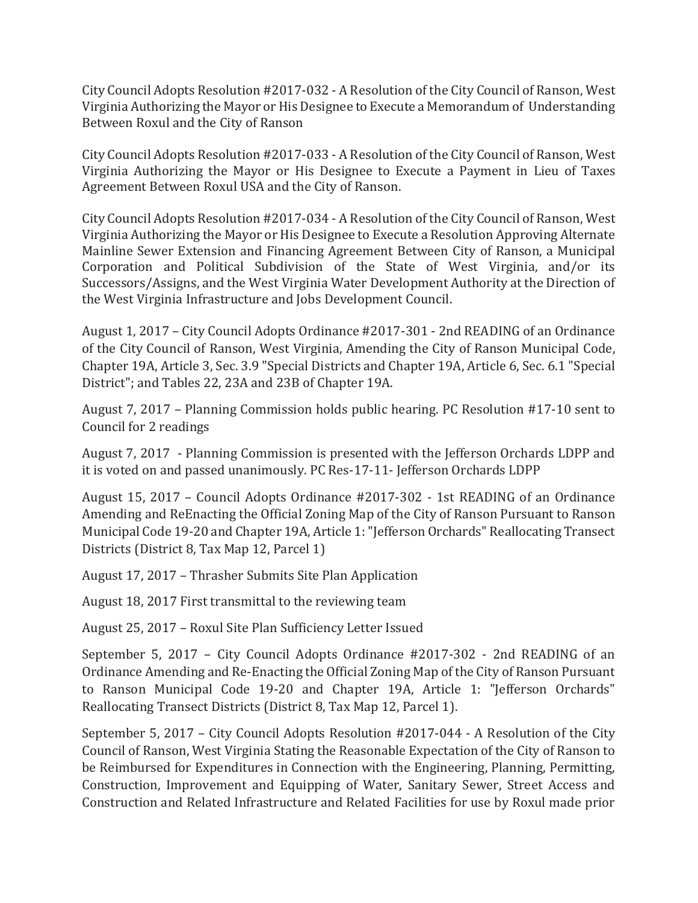City Council Adopts Resolution #2017-032 - A Resolution of the City Council of Ranson, West Virginia Authorizing the Mayor or His Designee to Execute a Memorandum of Understanding Between Roxul and the City of Ranson

City Council Adopts Resolution #2017-033 - A Resolution of the City Council of Ranson, West Virginia Authorizing the Mayor or His Designee to Execute a Payment in Lieu of Taxes Agreement Between Roxul USA and the City of Ranson.

City Council Adopts Resolution #2017-034 - A Resolution of the City Council of Ranson, West Virginia Authorizing the Mayor or His Designee to Execute a Resolution Approving Alternate Mainline Sewer Extension and Financing Agreement Between City of Ranson, a Municipal Corporation and Political Subdivision of the State of West Virginia, and/or its Successors/Assigns, and the West Virginia Water Development Authority at the Direction of the West Virginia Infrastructure and Jobs Development Council.

August 1, 2017 – City Council Adopts Ordinance #2017-301 - 2nd READING of an Ordinance of the City Council of Ranson, West Virginia, Amending the City of Ranson Municipal Code, Chapter 19A, Article 3, Sec. 3.9 "Special Districts and Chapter 19A, Article 6, Sec. 6.1 "Special District"; and Tables 22, 23A and 23B of Chapter 19A.

August 7, 2017 – Planning Commission holds public hearing. PC Resolution #17-10 sent to Council for 2 readings

August 7, 2017 - Planning Commission is presented with the Jefferson Orchards LDPP and it is voted on and passed unanimously. PC Res-17-11- Jefferson Orchards LDPP

August 15, 2017 – Council Adopts Ordinance #2017-302 - 1st READING of an Ordinance Amending and ReEnacting the Official Zoning Map of the City of Ranson Pursuant to Ranson Municipal Code 19-20 and Chapter 19A, Article 1: "Jefferson Orchards" Reallocating Transect Districts (District 8, Tax Map 12, Parcel 1)

August 17, 2017 – Thrasher Submits Site Plan Application

August 18, 2017 First transmittal to the reviewing team

August 25, 2017 – Roxul Site Plan Sufficiency Letter Issued

September 5, 2017 – City Council Adopts Ordinance #2017-302 - 2nd READING of an Ordinance Amending and Re-Enacting the Official Zoning Map of the City of Ranson Pursuant to Ranson Municipal Code 19-20 and Chapter 19A, Article 1: "Jefferson Orchards" Reallocating Transect Districts (District 8, Tax Map 12, Parcel 1).

September 5, 2017 – City Council Adopts Resolution #2017-044 - A Resolution of the City Council of Ranson, West Virginia Stating the Reasonable Expectation of the City of Ranson to be Reimbursed for Expenditures in Connection with the Engineering, Planning, Permitting, Construction, Improvement and Equipping of Water, Sanitary Sewer, Street Access and Construction and Related Infrastructure and Related Facilities for use by Roxul made prior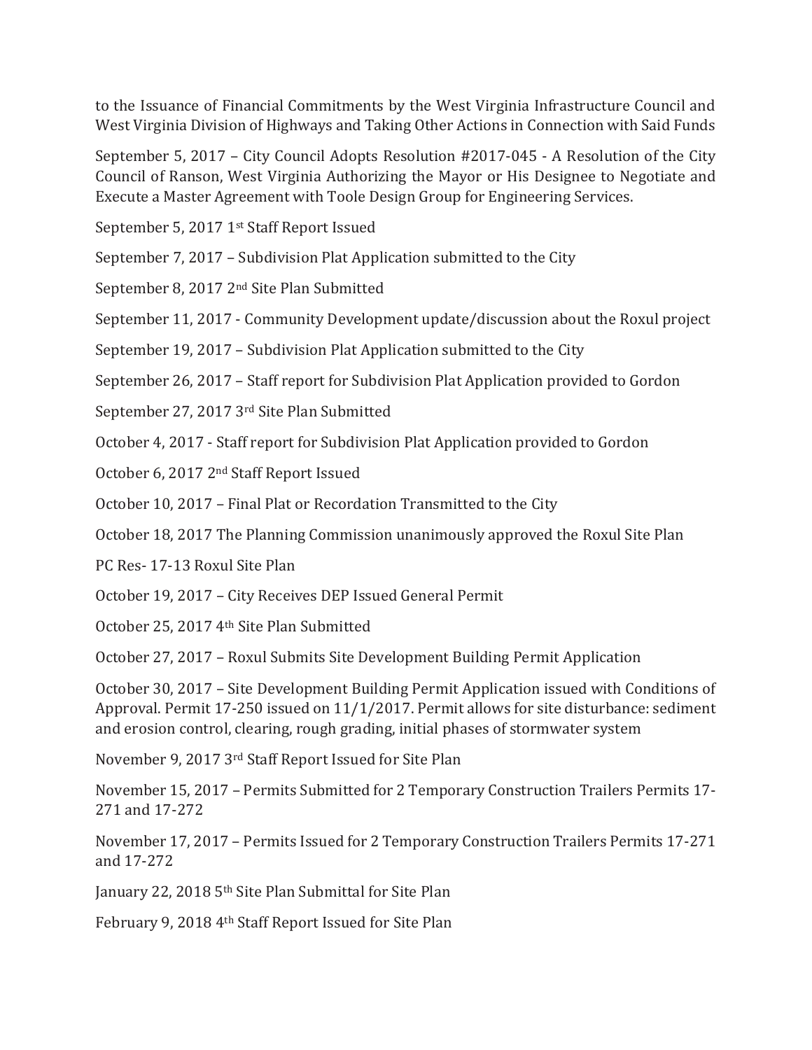to the Issuance of Financial Commitments by the West Virginia Infrastructure Council and West Virginia Division of Highways and Taking Other Actions in Connection with Said Funds

September 5, 2017 – City Council Adopts Resolution #2017-045 - A Resolution of the City Council of Ranson, West Virginia Authorizing the Mayor or His Designee to Negotiate and Execute a Master Agreement with Toole Design Group for Engineering Services.

September 5, 2017 1st Staff Report Issued

September 7, 2017 – Subdivision Plat Application submitted to the City

September 8, 2017 2nd Site Plan Submitted

September 11, 2017 - Community Development update/discussion about the Roxul project

September 19, 2017 – Subdivision Plat Application submitted to the City

September 26, 2017 – Staff report for Subdivision Plat Application provided to Gordon

September 27, 2017 3rd Site Plan Submitted

October 4, 2017 - Staff report for Subdivision Plat Application provided to Gordon

October 6, 2017 2nd Staff Report Issued

October 10, 2017 – Final Plat or Recordation Transmitted to the City

October 18, 2017 The Planning Commission unanimously approved the Roxul Site Plan

PC Res- 17-13 Roxul Site Plan

October 19, 2017 – City Receives DEP Issued General Permit

October 25, 2017 4th Site Plan Submitted

October 27, 2017 – Roxul Submits Site Development Building Permit Application

October 30, 2017 – Site Development Building Permit Application issued with Conditions of Approval. Permit 17-250 issued on 11/1/2017. Permit allows for site disturbance: sediment and erosion control, clearing, rough grading, initial phases of stormwater system

November 9, 2017 3rd Staff Report Issued for Site Plan

November 15, 2017 – Permits Submitted for 2 Temporary Construction Trailers Permits 17-271 and 17-272

November 17, 2017 – Permits Issued for 2 Temporary Construction Trailers Permits 17-271 and 17-272

January 22, 2018 5th Site Plan Submittal for Site Plan

February 9, 2018 4th Staff Report Issued for Site Plan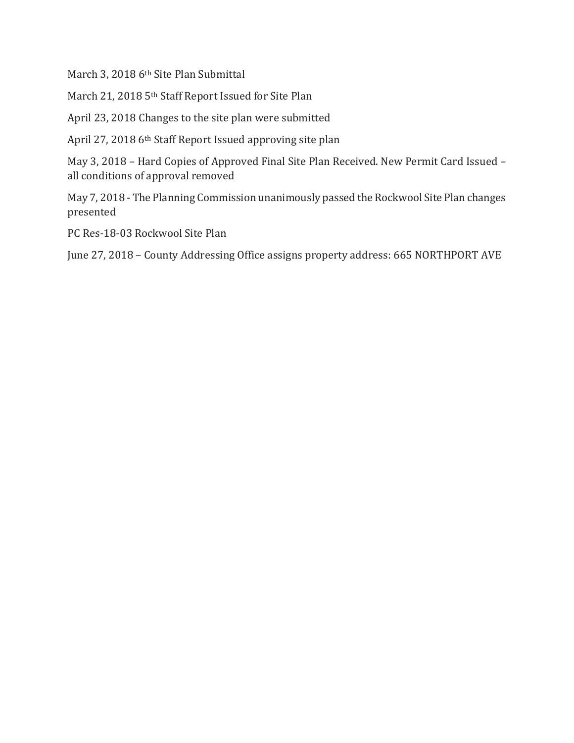March 3, 2018 6th Site Plan Submittal

March 21, 2018 5th Staff Report Issued for Site Plan

April 23, 2018 Changes to the site plan were submitted

April 27, 2018 6th Staff Report Issued approving site plan

May 3, 2018 – Hard Copies of Approved Final Site Plan Received. New Permit Card Issued – all conditions of approval removed

May 7, 2018 - The Planning Commission unanimously passed the Rockwool Site Plan changes presented

PC Res-18-03 Rockwool Site Plan

June 27, 2018 – County Addressing Office assigns property address: 665 NORTHPORT AVE